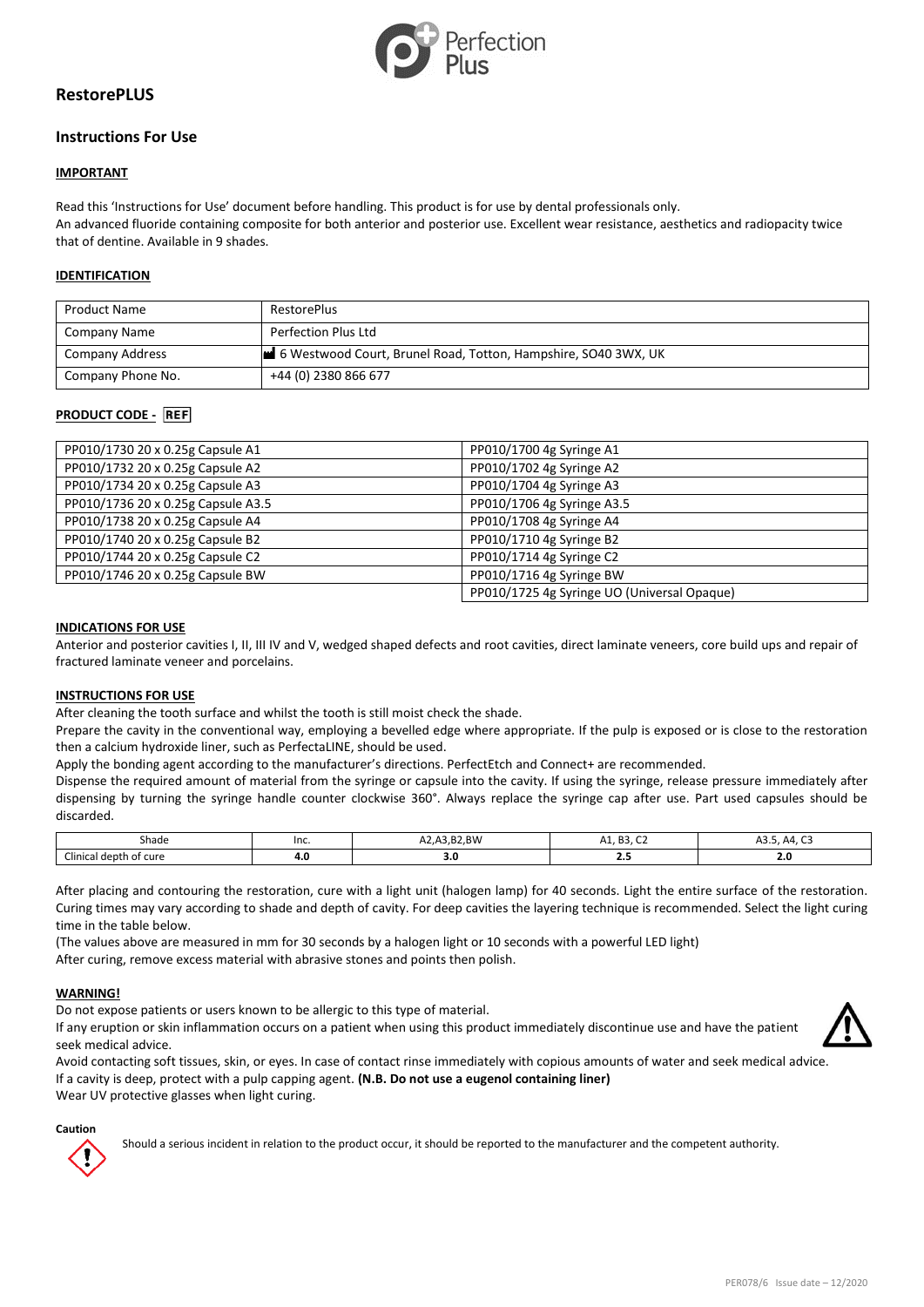# RestorePLUS

## Instructions For Use

### IMPORTANT

Read this 'Instructions for Use' document before handling. This product is for use by dental professionals only.
An advanced fluoride containing composite for both anterior and posterior use. Excellent wear resistance, aesthetics and radiopacity twice that of dentine. Available in 9 shades.

### IDENTIFICATION

| Product Name | RestorePlus |
|---|---|
| Company Name | Perfection Plus Ltd |
| Company Address | 6 Westwood Court, Brunel Road, Totton, Hampshire, SO40 3WX, UK |
| Company Phone No. | +44 (0) 2380 866 677 |

### PRODUCT CODE - REF

| | |
|---|---|
| PP010/1730 20 x 0.25g Capsule A1 | PP010/1700 4g Syringe A1 |
| PP010/1732 20 x 0.25g Capsule A2 | PP010/1702 4g Syringe A2 |
| PP010/1734 20 x 0.25g Capsule A3 | PP010/1704 4g Syringe A3 |
| PP010/1736 20 x 0.25g Capsule A3.5 | PP010/1706 4g Syringe A3.5 |
| PP010/1738 20 x 0.25g Capsule A4 | PP010/1708 4g Syringe A4 |
| PP010/1740 20 x 0.25g Capsule B2 | PP010/1710 4g Syringe B2 |
| PP010/1744 20 x 0.25g Capsule C2 | PP010/1714 4g Syringe C2 |
| PP010/1746 20 x 0.25g Capsule BW | PP010/1716 4g Syringe BW |
| | PP010/1725 4g Syringe UO (Universal Opaque) |

### INDICATIONS FOR USE

Anterior and posterior cavities I, II, III IV and V, wedged shaped defects and root cavities, direct laminate veneers, core build ups and repair of fractured laminate veneer and porcelains.

### INSTRUCTIONS FOR USE

After cleaning the tooth surface and whilst the tooth is still moist check the shade.
Prepare the cavity in the conventional way, employing a bevelled edge where appropriate. If the pulp is exposed or is close to the restoration then a calcium hydroxide liner, such as PerfectaLINE, should be used.
Apply the bonding agent according to the manufacturer's directions. PerfectEtch and Connect+ are recommended.
Dispense the required amount of material from the syringe or capsule into the cavity. If using the syringe, release pressure immediately after dispensing by turning the syringe handle counter clockwise 360°. Always replace the syringe cap after use. Part used capsules should be discarded.

| Shade | Inc. | A2,A3,B2,BW | A1, B3, C2 | A3.5, A4, C3 |
|---|---|---|---|---|
| Clinical depth of cure | **4.0** | **3.0** | **2.5** | **2.0** |

After placing and contouring the restoration, cure with a light unit (halogen lamp) for 40 seconds. Light the entire surface of the restoration. Curing times may vary according to shade and depth of cavity. For deep cavities the layering technique is recommended. Select the light curing time in the table below.
(The values above are measured in mm for 30 seconds by a halogen light or 10 seconds with a powerful LED light)
After curing, remove excess material with abrasive stones and points then polish.

### WARNING!

Do not expose patients or users known to be allergic to this type of material.
If any eruption or skin inflammation occurs on a patient when using this product immediately discontinue use and have the patient seek medical advice.
Avoid contacting soft tissues, skin, or eyes. In case of contact rinse immediately with copious amounts of water and seek medical advice.
If a cavity is deep, protect with a pulp capping agent. **(N.B. Do not use a eugenol containing liner)**
Wear UV protective glasses when light curing.

**Caution**

Should a serious incident in relation to the product occur, it should be reported to the manufacturer and the competent authority.

PER078/6 Issue date – 12/2020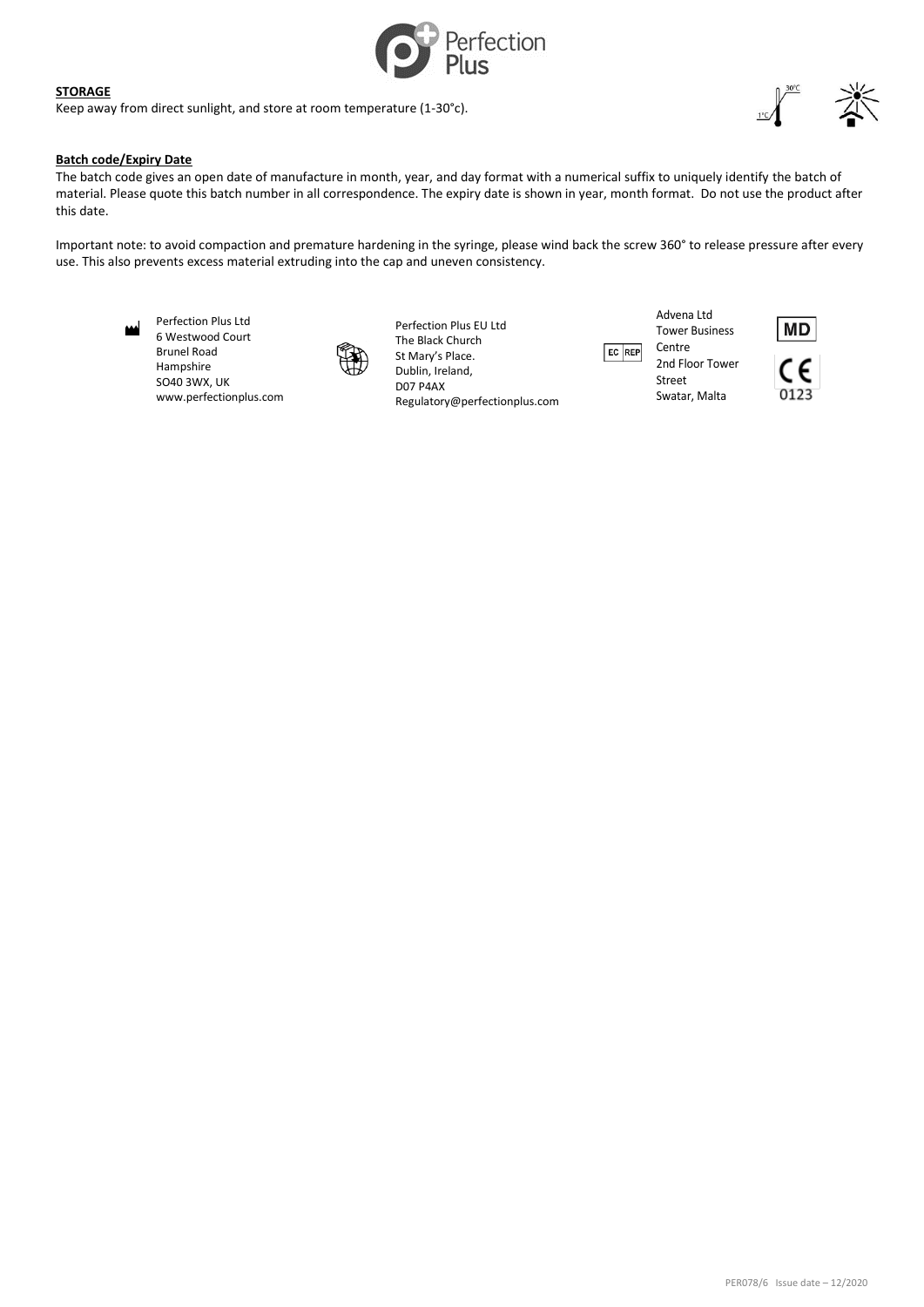**STORAGE**

Keep away from direct sunlight, and store at room temperature (1-30°c).

**Batch code/Expiry Date**

The batch code gives an open date of manufacture in month, year, and day format with a numerical suffix to uniquely identify the batch of material. Please quote this batch number in all correspondence. The expiry date is shown in year, month format. Do not use the product after this date.

Important note: to avoid compaction and premature hardening in the syringe, please wind back the screw 360° to release pressure after every use. This also prevents excess material extruding into the cap and uneven consistency.

Perfection Plus Ltd
6 Westwood Court
Brunel Road
Hampshire
SO40 3WX, UK
www.perfectionplus.com

Perfection Plus EU Ltd
The Black Church
St Mary's Place.
Dublin, Ireland,
D07 P4AX
Regulatory@perfectionplus.com

EC REP

Advena Ltd
Tower Business Centre
2nd Floor Tower Street
Swatar, Malta

MD

CE 0123

PER078/6 Issue date – 12/2020